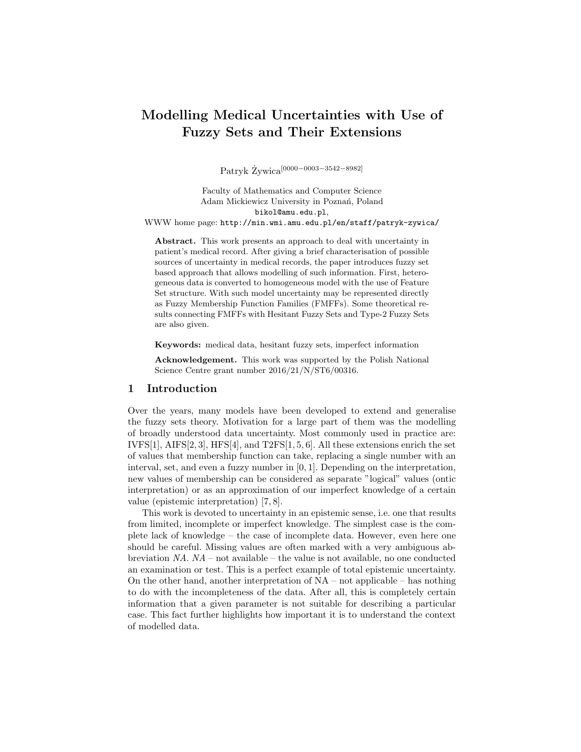# Modelling Medical Uncertainties with Use of Fuzzy Sets and Their Extensions

Patryk Żywica[0000−0003−3542−8982]

Faculty of Mathematics and Computer Science
Adam Mickiewicz University in Poznań, Poland
bikol@amu.edu.pl,
WWW home page: http://min.wmi.amu.edu.pl/en/staff/patryk-zywica/

**Abstract.** This work presents an approach to deal with uncertainty in patient's medical record. After giving a brief characterisation of possible sources of uncertainty in medical records, the paper introduces fuzzy set based approach that allows modelling of such information. First, heterogeneous data is converted to homogeneous model with the use of Feature Set structure. With such model uncertainty may be represented directly as Fuzzy Membership Function Families (FMFFs). Some theoretical results connecting FMFFs with Hesitant Fuzzy Sets and Type-2 Fuzzy Sets are also given.

**Keywords:** medical data, hesitant fuzzy sets, imperfect information

**Acknowledgement.** This work was supported by the Polish National Science Centre grant number 2016/21/N/ST6/00316.

## 1 Introduction

Over the years, many models have been developed to extend and generalise the fuzzy sets theory. Motivation for a large part of them was the modelling of broadly understood data uncertainty. Most commonly used in practice are: IVFS[1], AIFS[2, 3], HFS[4], and T2FS[1, 5, 6]. All these extensions enrich the set of values that membership function can take, replacing a single number with an interval, set, and even a fuzzy number in $[0, 1]$. Depending on the interpretation, new values of membership can be considered as separate "logical" values (ontic interpretation) or as an approximation of our imperfect knowledge of a certain value (epistemic interpretation) [7, 8].

This work is devoted to uncertainty in an epistemic sense, i.e. one that results from limited, incomplete or imperfect knowledge. The simplest case is the complete lack of knowledge – the case of incomplete data. However, even here one should be careful. Missing values are often marked with a very ambiguous abbreviation *NA*. *NA* – not available – the value is not available, no one conducted an examination or test. This is a perfect example of total epistemic uncertainty. On the other hand, another interpretation of NA – not applicable – has nothing to do with the incompleteness of the data. After all, this is completely certain information that a given parameter is not suitable for describing a particular case. This fact further highlights how important it is to understand the context of modelled data.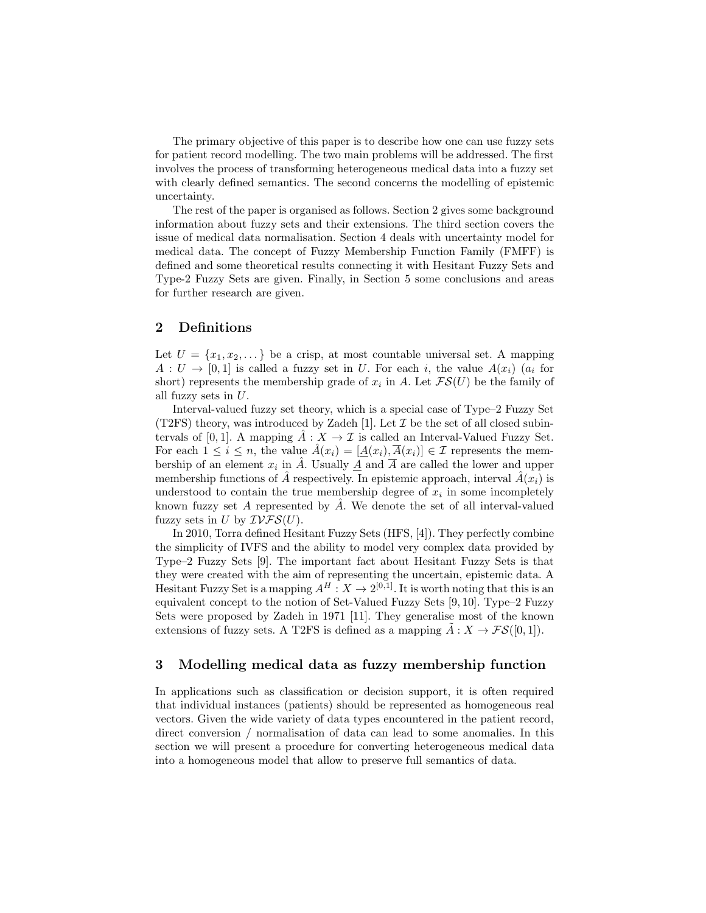The primary objective of this paper is to describe how one can use fuzzy sets for patient record modelling. The two main problems will be addressed. The first involves the process of transforming heterogeneous medical data into a fuzzy set with clearly defined semantics. The second concerns the modelling of epistemic uncertainty.

The rest of the paper is organised as follows. Section 2 gives some background information about fuzzy sets and their extensions. The third section covers the issue of medical data normalisation. Section 4 deals with uncertainty model for medical data. The concept of Fuzzy Membership Function Family (FMFF) is defined and some theoretical results connecting it with Hesitant Fuzzy Sets and Type-2 Fuzzy Sets are given. Finally, in Section 5 some conclusions and areas for further research are given.

## 2 Definitions

Let $U = \{x_1, x_2, \dots\}$ be a crisp, at most countable universal set. A mapping $A : U \to [0, 1]$ is called a fuzzy set in $U$. For each $i$, the value $A(x_i)$ ($a_i$ for short) represents the membership grade of $x_i$ in $A$. Let $\mathcal{FS}(U)$ be the family of all fuzzy sets in $U$.

Interval-valued fuzzy set theory, which is a special case of Type–2 Fuzzy Set (T2FS) theory, was introduced by Zadeh [1]. Let $\mathcal{I}$ be the set of all closed subintervals of $[0, 1]$. A mapping $\hat{A} : X \to \mathcal{I}$ is called an Interval-Valued Fuzzy Set. For each $1 \leq i \leq n$, the value $\hat{A}(x_i) = [\underline{A}(x_i), \overline{A}(x_i)] \in \mathcal{I}$ represents the membership of an element $x_i$ in $\hat{A}$. Usually $\underline{A}$ and $\overline{A}$ are called the lower and upper membership functions of $\hat{A}$ respectively. In epistemic approach, interval $\hat{A}(x_i)$ is understood to contain the true membership degree of $x_i$ in some incompletely known fuzzy set $A$ represented by $\hat{A}$. We denote the set of all interval-valued fuzzy sets in $U$ by $\mathcal{IVFS}(U)$.

In 2010, Torra defined Hesitant Fuzzy Sets (HFS, [4]). They perfectly combine the simplicity of IVFS and the ability to model very complex data provided by Type–2 Fuzzy Sets [9]. The important fact about Hesitant Fuzzy Sets is that they were created with the aim of representing the uncertain, epistemic data. A Hesitant Fuzzy Set is a mapping $A^H : X \to 2^{[0,1]}$. It is worth noting that this is an equivalent concept to the notion of Set-Valued Fuzzy Sets [9, 10]. Type–2 Fuzzy Sets were proposed by Zadeh in 1971 [11]. They generalise most of the known extensions of fuzzy sets. A T2FS is defined as a mapping $\tilde{A} : X \to \mathcal{FS}([0, 1])$.

## 3 Modelling medical data as fuzzy membership function

In applications such as classification or decision support, it is often required that individual instances (patients) should be represented as homogeneous real vectors. Given the wide variety of data types encountered in the patient record, direct conversion / normalisation of data can lead to some anomalies. In this section we will present a procedure for converting heterogeneous medical data into a homogeneous model that allow to preserve full semantics of data.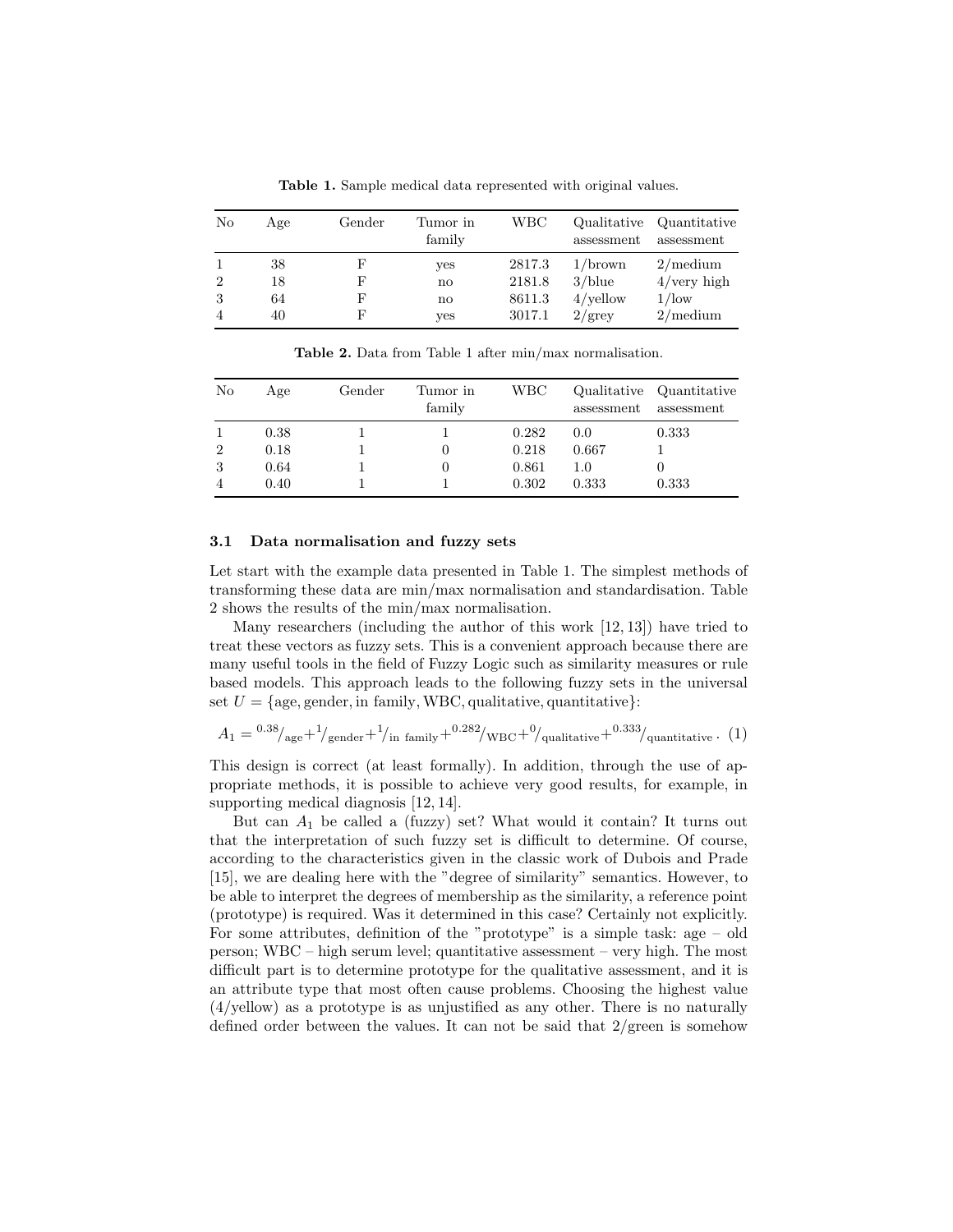**Table 1.** Sample medical data represented with original values.

| No | Age | Gender | Tumor in family | WBC | Qualitative assessment | Quantitative assessment |
|---|---|---|---|---|---|---|
| 1 | 38 | F | yes | 2817.3 | 1/brown | 2/medium |
| 2 | 18 | F | no | 2181.8 | 3/blue | 4/very high |
| 3 | 64 | F | no | 8611.3 | 4/yellow | 1/low |
| 4 | 40 | F | yes | 3017.1 | 2/grey | 2/medium |

**Table 2.** Data from Table 1 after min/max normalisation.

| No | Age | Gender | Tumor in family | WBC | Qualitative assessment | Quantitative assessment |
|---|---|---|---|---|---|---|
| 1 | 0.38 | 1 | 1 | 0.282 | 0.0 | 0.333 |
| 2 | 0.18 | 1 | 0 | 0.218 | 0.667 | 1 |
| 3 | 0.64 | 1 | 0 | 0.861 | 1.0 | 0 |
| 4 | 0.40 | 1 | 1 | 0.302 | 0.333 | 0.333 |

### 3.1 Data normalisation and fuzzy sets

Let start with the example data presented in Table 1. The simplest methods of transforming these data are min/max normalisation and standardisation. Table 2 shows the results of the min/max normalisation.

Many researchers (including the author of this work [12, 13]) have tried to treat these vectors as fuzzy sets. This is a convenient approach because there are many useful tools in the field of Fuzzy Logic such as similarity measures or rule based models. This approach leads to the following fuzzy sets in the universal set $U = \{\text{age}, \text{gender}, \text{in family}, \text{WBC}, \text{qualitative}, \text{quantitative}\}$:

$$A_1 = {}^{0.38}/_{\text{age}} + {}^{1}/_{\text{gender}} + {}^{1}/_{\text{in family}} + {}^{0.282}/_{\text{WBC}} + {}^{0}/_{\text{qualitative}} + {}^{0.333}/_{\text{quantitative}} . \quad (1)$$

This design is correct (at least formally). In addition, through the use of appropriate methods, it is possible to achieve very good results, for example, in supporting medical diagnosis [12, 14].

But can $A_1$ be called a (fuzzy) set? What would it contain? It turns out that the interpretation of such fuzzy set is difficult to determine. Of course, according to the characteristics given in the classic work of Dubois and Prade [15], we are dealing here with the "degree of similarity" semantics. However, to be able to interpret the degrees of membership as the similarity, a reference point (prototype) is required. Was it determined in this case? Certainly not explicitly. For some attributes, definition of the "prototype" is a simple task: age – old person; WBC – high serum level; quantitative assessment – very high. The most difficult part is to determine prototype for the qualitative assessment, and it is an attribute type that most often cause problems. Choosing the highest value (4/yellow) as a prototype is as unjustified as any other. There is no naturally defined order between the values. It can not be said that 2/green is somehow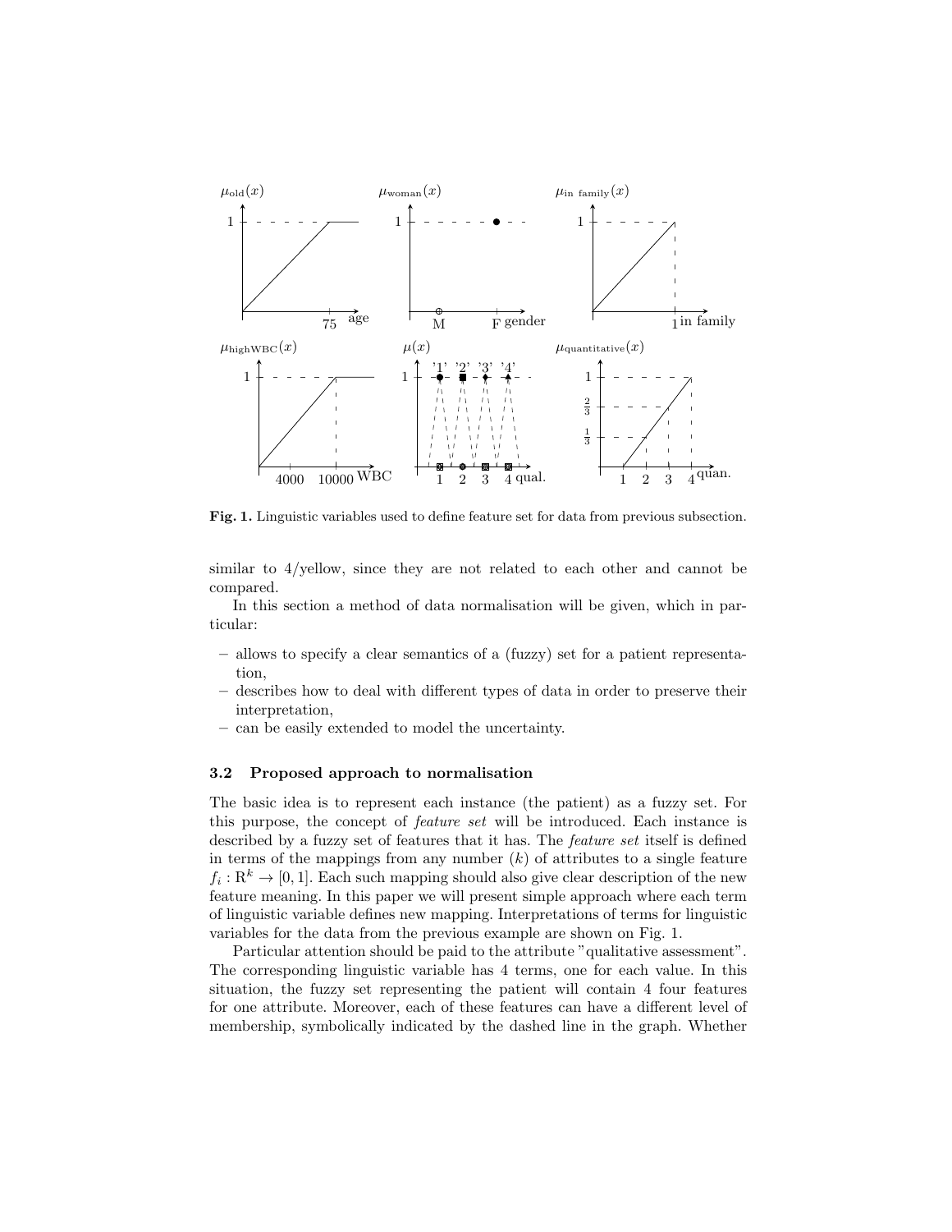**Fig. 1.** Linguistic variables used to define feature set for data from previous subsection.

similar to 4/yellow, since they are not related to each other and cannot be compared.

In this section a method of data normalisation will be given, which in particular:

- allows to specify a clear semantics of a (fuzzy) set for a patient representation,
- describes how to deal with different types of data in order to preserve their interpretation,
- can be easily extended to model the uncertainty.

### 3.2 Proposed approach to normalisation

The basic idea is to represent each instance (the patient) as a fuzzy set. For this purpose, the concept of *feature set* will be introduced. Each instance is described by a fuzzy set of features that it has. The *feature set* itself is defined in terms of the mappings from any number ($k$) of attributes to a single feature $f_i : \mathrm{R}^k \rightarrow [0, 1]$. Each such mapping should also give clear description of the new feature meaning. In this paper we will present simple approach where each term of linguistic variable defines new mapping. Interpretations of terms for linguistic variables for the data from the previous example are shown on Fig. 1.

Particular attention should be paid to the attribute "qualitative assessment". The corresponding linguistic variable has 4 terms, one for each value. In this situation, the fuzzy set representing the patient will contain 4 four features for one attribute. Moreover, each of these features can have a different level of membership, symbolically indicated by the dashed line in the graph. Whether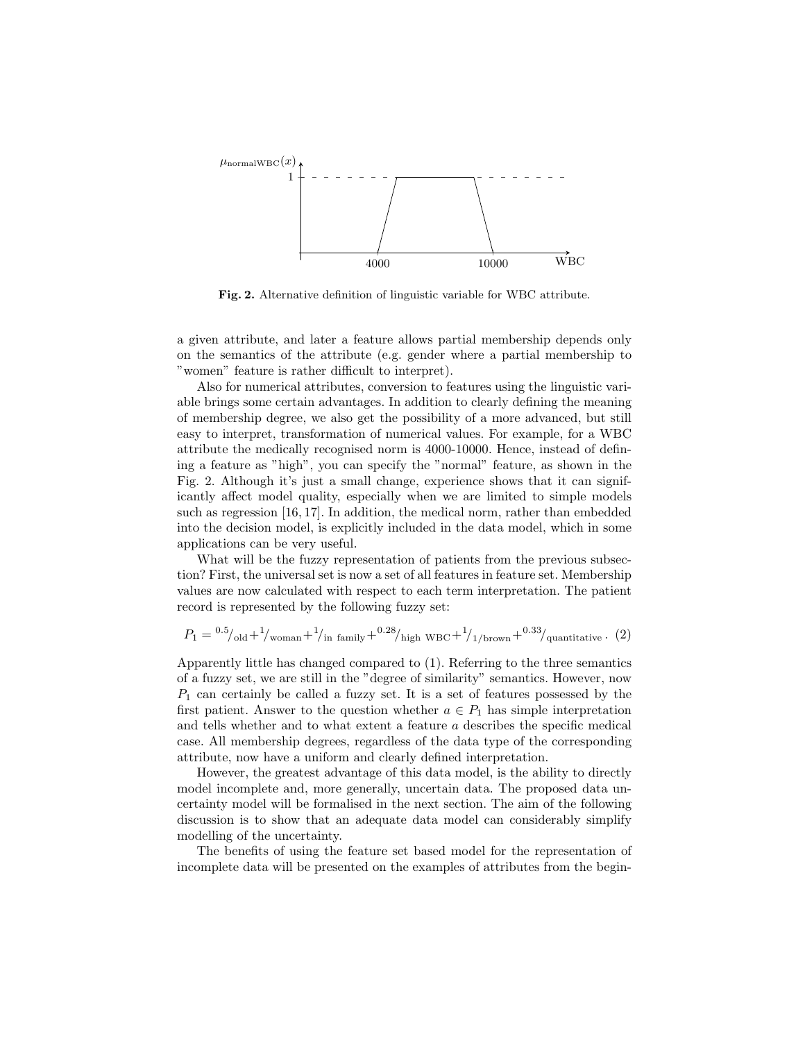Fig. 2. Alternative definition of linguistic variable for WBC attribute.

a given attribute, and later a feature allows partial membership depends only on the semantics of the attribute (e.g. gender where a partial membership to "women" feature is rather difficult to interpret).

Also for numerical attributes, conversion to features using the linguistic variable brings some certain advantages. In addition to clearly defining the meaning of membership degree, we also get the possibility of a more advanced, but still easy to interpret, transformation of numerical values. For example, for a WBC attribute the medically recognised norm is 4000-10000. Hence, instead of defining a feature as "high", you can specify the "normal" feature, as shown in the Fig. 2. Although it's just a small change, experience shows that it can significantly affect model quality, especially when we are limited to simple models such as regression [16, 17]. In addition, the medical norm, rather than embedded into the decision model, is explicitly included in the data model, which in some applications can be very useful.

What will be the fuzzy representation of patients from the previous subsection? First, the universal set is now a set of all features in feature set. Membership values are now calculated with respect to each term interpretation. The patient record is represented by the following fuzzy set:

$$P_1 = {}^{0.5}/_{\text{old}} + {}^{1}/_{\text{woman}} + {}^{1}/_{\text{in family}} + {}^{0.28}/_{\text{high WBC}} + {}^{1}/_{1/\text{brown}} + {}^{0.33}/_{\text{quantitative}} . \quad (2)$$

Apparently little has changed compared to (1). Referring to the three semantics of a fuzzy set, we are still in the "degree of similarity" semantics. However, now $P_1$ can certainly be called a fuzzy set. It is a set of features possessed by the first patient. Answer to the question whether $a \in P_1$ has simple interpretation and tells whether and to what extent a feature $a$ describes the specific medical case. All membership degrees, regardless of the data type of the corresponding attribute, now have a uniform and clearly defined interpretation.

However, the greatest advantage of this data model, is the ability to directly model incomplete and, more generally, uncertain data. The proposed data uncertainty model will be formalised in the next section. The aim of the following discussion is to show that an adequate data model can considerably simplify modelling of the uncertainty.

The benefits of using the feature set based model for the representation of incomplete data will be presented on the examples of attributes from the begin-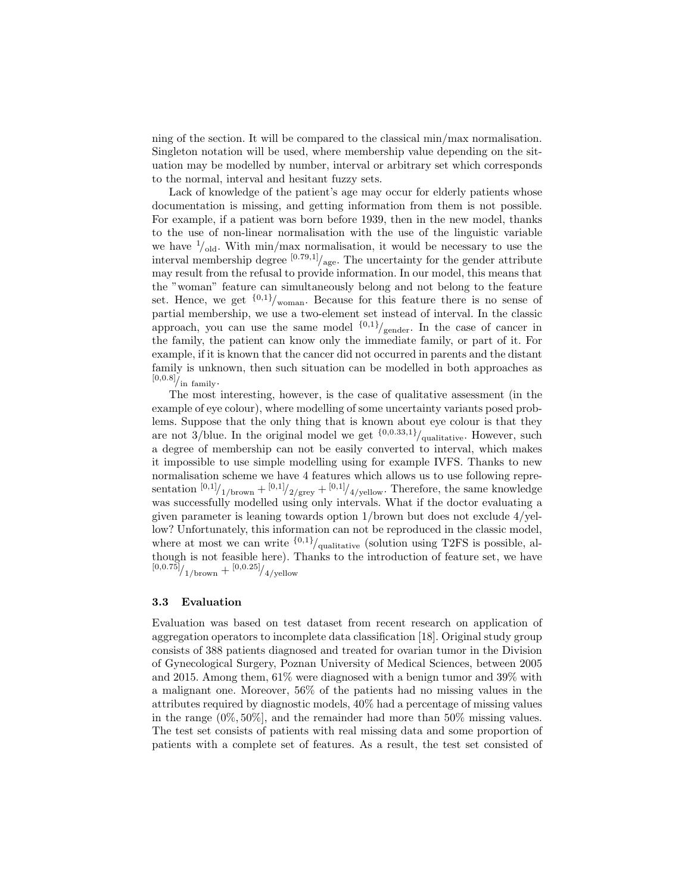ning of the section. It will be compared to the classical min/max normalisation. Singleton notation will be used, where membership value depending on the situation may be modelled by number, interval or arbitrary set which corresponds to the normal, interval and hesitant fuzzy sets.

Lack of knowledge of the patient's age may occur for elderly patients whose documentation is missing, and getting information from them is not possible. For example, if a patient was born before 1939, then in the new model, thanks to the use of non-linear normalisation with the use of the linguistic variable we have ${}^{1}/_{\text{old}}$. With min/max normalisation, it would be necessary to use the interval membership degree ${}^{[0.79,1]}/_{\text{age}}$. The uncertainty for the gender attribute may result from the refusal to provide information. In our model, this means that the "woman" feature can simultaneously belong and not belong to the feature set. Hence, we get ${}^{\{0,1\}}/_{\text{woman}}$. Because for this feature there is no sense of partial membership, we use a two-element set instead of interval. In the classic approach, you can use the same model ${}^{\{0,1\}}/_{\text{gender}}$. In the case of cancer in the family, the patient can know only the immediate family, or part of it. For example, if it is known that the cancer did not occurred in parents and the distant family is unknown, then such situation can be modelled in both approaches as ${}^{[0,0.8]}/_{\text{in family}}$.

The most interesting, however, is the case of qualitative assessment (in the example of eye colour), where modelling of some uncertainty variants posed problems. Suppose that the only thing that is known about eye colour is that they are not 3/blue. In the original model we get ${}^{\{0,0.33,1\}}/_{\text{qualitative}}$. However, such a degree of membership can not be easily converted to interval, which makes it impossible to use simple modelling using for example IVFS. Thanks to new normalisation scheme we have 4 features which allows us to use following representation ${}^{[0,1]}/_{1/\text{brown}} + {}^{[0,1]}/_{2/\text{grey}} + {}^{[0,1]}/_{4/\text{yellow}}$. Therefore, the same knowledge was successfully modelled using only intervals. What if the doctor evaluating a given parameter is leaning towards option 1/brown but does not exclude 4/yellow? Unfortunately, this information can not be reproduced in the classic model, where at most we can write ${}^{\{0,1\}}/_{\text{qualitative}}$ (solution using T2FS is possible, although is not feasible here). Thanks to the introduction of feature set, we have ${}^{[0,0.75]}/_{1/\text{brown}} + {}^{[0,0.25]}/_{4/\text{yellow}}$

### 3.3 Evaluation

Evaluation was based on test dataset from recent research on application of aggregation operators to incomplete data classification [18]. Original study group consists of 388 patients diagnosed and treated for ovarian tumor in the Division of Gynecological Surgery, Poznan University of Medical Sciences, between 2005 and 2015. Among them, 61% were diagnosed with a benign tumor and 39% with a malignant one. Moreover, 56% of the patients had no missing values in the attributes required by diagnostic models, 40% had a percentage of missing values in the range $(0\%, 50\%]$, and the remainder had more than 50% missing values. The test set consists of patients with real missing data and some proportion of patients with a complete set of features. As a result, the test set consisted of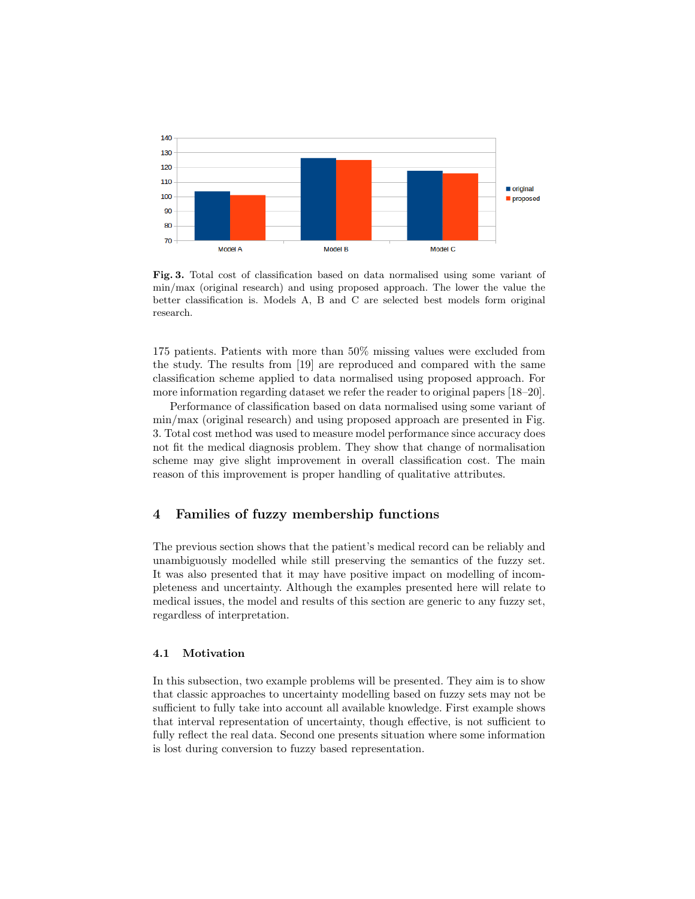Fig. 3. Total cost of classification based on data normalised using some variant of min/max (original research) and using proposed approach. The lower the value the better classification is. Models A, B and C are selected best models form original research.

175 patients. Patients with more than 50% missing values were excluded from the study. The results from [19] are reproduced and compared with the same classification scheme applied to data normalised using proposed approach. For more information regarding dataset we refer the reader to original papers [18–20].

Performance of classification based on data normalised using some variant of min/max (original research) and using proposed approach are presented in Fig. 3. Total cost method was used to measure model performance since accuracy does not fit the medical diagnosis problem. They show that change of normalisation scheme may give slight improvement in overall classification cost. The main reason of this improvement is proper handling of qualitative attributes.

## 4 Families of fuzzy membership functions

The previous section shows that the patient's medical record can be reliably and unambiguously modelled while still preserving the semantics of the fuzzy set. It was also presented that it may have positive impact on modelling of incompleteness and uncertainty. Although the examples presented here will relate to medical issues, the model and results of this section are generic to any fuzzy set, regardless of interpretation.

### 4.1 Motivation

In this subsection, two example problems will be presented. They aim is to show that classic approaches to uncertainty modelling based on fuzzy sets may not be sufficient to fully take into account all available knowledge. First example shows that interval representation of uncertainty, though effective, is not sufficient to fully reflect the real data. Second one presents situation where some information is lost during conversion to fuzzy based representation.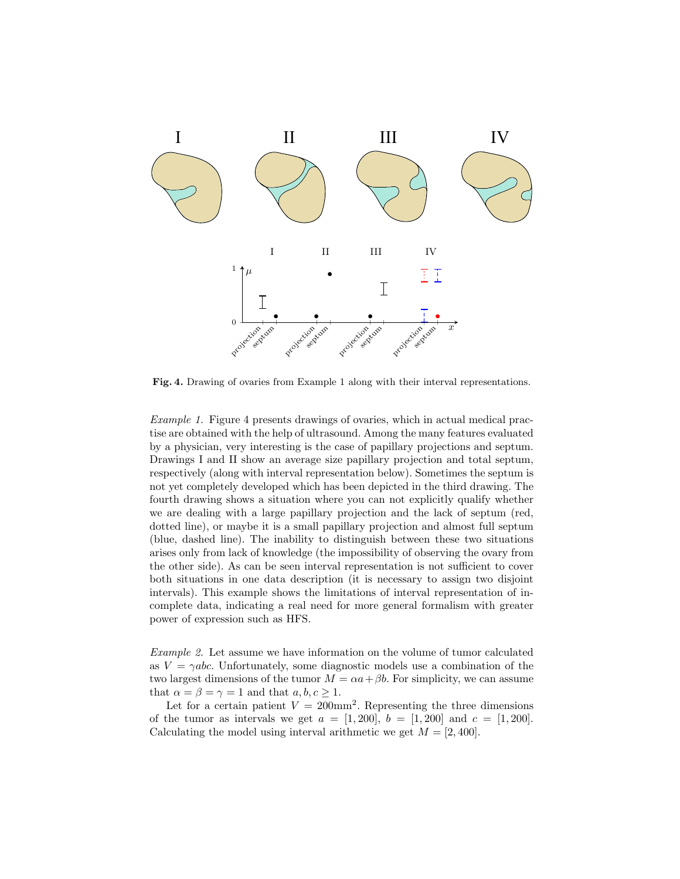**Fig. 4.** Drawing of ovaries from Example 1 along with their interval representations.

*Example 1.* Figure 4 presents drawings of ovaries, which in actual medical practise are obtained with the help of ultrasound. Among the many features evaluated by a physician, very interesting is the case of papillary projections and septum. Drawings I and II show an average size papillary projection and total septum, respectively (along with interval representation below). Sometimes the septum is not yet completely developed which has been depicted in the third drawing. The fourth drawing shows a situation where you can not explicitly qualify whether we are dealing with a large papillary projection and the lack of septum (red, dotted line), or maybe it is a small papillary projection and almost full septum (blue, dashed line). The inability to distinguish between these two situations arises only from lack of knowledge (the impossibility of observing the ovary from the other side). As can be seen interval representation is not sufficient to cover both situations in one data description (it is necessary to assign two disjoint intervals). This example shows the limitations of interval representation of incomplete data, indicating a real need for more general formalism with greater power of expression such as HFS.

*Example 2.* Let assume we have information on the volume of tumor calculated as $V = \gamma abc$. Unfortunately, some diagnostic models use a combination of the two largest dimensions of the tumor $M = \alpha a + \beta b$. For simplicity, we can assume that $\alpha = \beta = \gamma = 1$ and that $a, b, c \geq 1$.

Let for a certain patient $V = 200\text{mm}^2$. Representing the three dimensions of the tumor as intervals we get $a = [1, 200]$, $b = [1, 200]$ and $c = [1, 200]$. Calculating the model using interval arithmetic we get $M = [2, 400]$.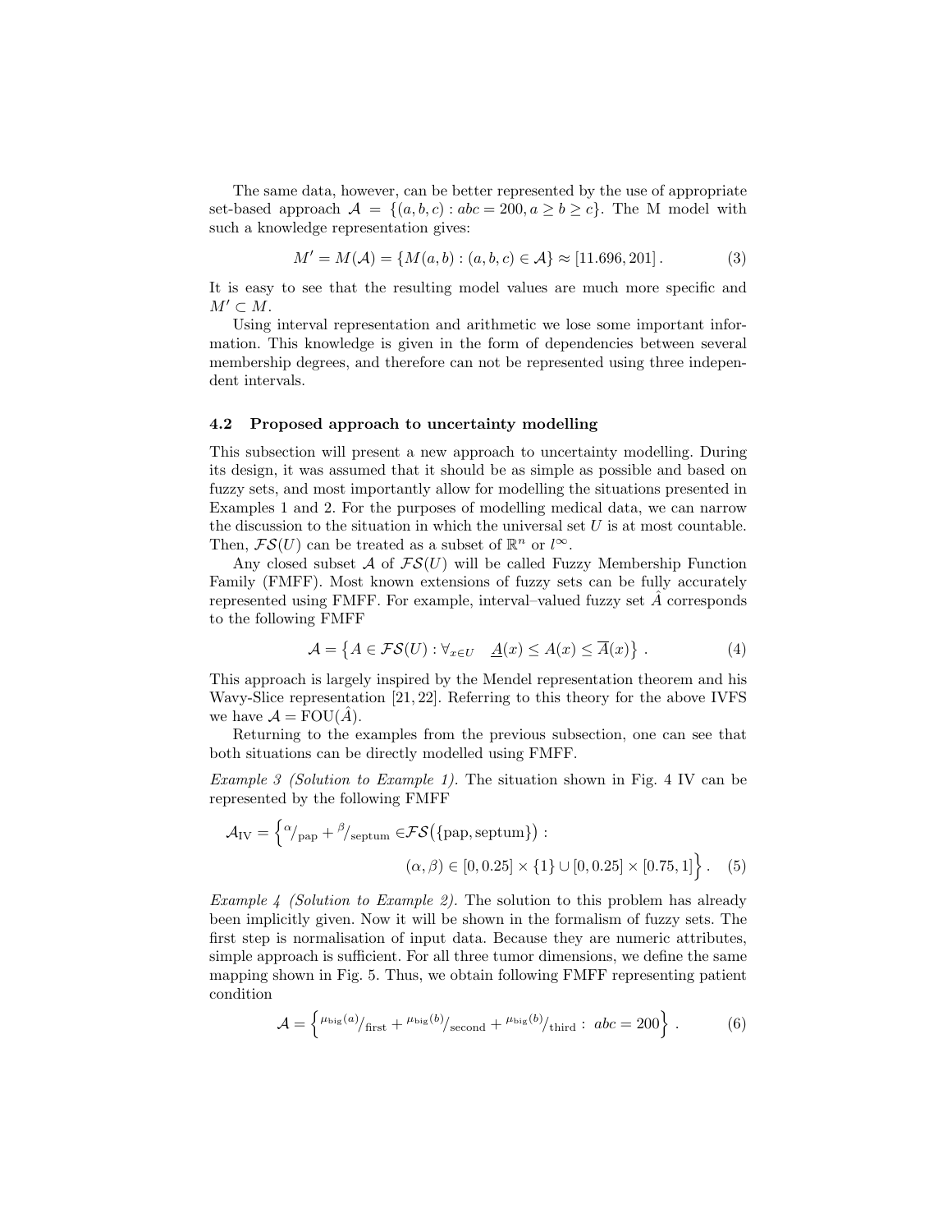The same data, however, can be better represented by the use of appropriate set-based approach $\mathcal{A} = \{(a,b,c) : abc = 200, a \geq b \geq c\}$. The M model with such a knowledge representation gives:

$$M' = M(\mathcal{A}) = \{M(a,b) : (a,b,c) \in \mathcal{A}\} \approx [11.696, 201]\,. \tag{3}$$

It is easy to see that the resulting model values are much more specific and $M' \subset M$.

Using interval representation and arithmetic we lose some important information. This knowledge is given in the form of dependencies between several membership degrees, and therefore can not be represented using three independent intervals.

### 4.2 Proposed approach to uncertainty modelling

This subsection will present a new approach to uncertainty modelling. During its design, it was assumed that it should be as simple as possible and based on fuzzy sets, and most importantly allow for modelling the situations presented in Examples 1 and 2. For the purposes of modelling medical data, we can narrow the discussion to the situation in which the universal set $U$ is at most countable. Then, $\mathcal{FS}(U)$ can be treated as a subset of $\mathbb{R}^n$ or $l^\infty$.

Any closed subset $\mathcal{A}$ of $\mathcal{FS}(U)$ will be called Fuzzy Membership Function Family (FMFF). Most known extensions of fuzzy sets can be fully accurately represented using FMFF. For example, interval–valued fuzzy set $\hat{A}$ corresponds to the following FMFF

$$\mathcal{A} = \left\{ A \in \mathcal{FS}(U) : \forall_{x \in U} \quad \underline{A}(x) \leq A(x) \leq \overline{A}(x) \right\}\,. \tag{4}$$

This approach is largely inspired by the Mendel representation theorem and his Wavy-Slice representation [21, 22]. Referring to this theory for the above IVFS we have $\mathcal{A} = \mathrm{FOU}(\hat{A})$.

Returning to the examples from the previous subsection, one can see that both situations can be directly modelled using FMFF.

*Example 3 (Solution to Example 1).* The situation shown in Fig. 4 IV can be represented by the following FMFF

$$\mathcal{A}_{\mathrm{IV}} = \Big\{ {}^{\alpha}/_{\mathrm{pap}} + {}^{\beta}/_{\mathrm{septum}} \in \mathcal{FS}\big(\{\mathrm{pap}, \mathrm{septum}\}\big) : \\ (\alpha, \beta) \in [0, 0.25] \times \{1\} \cup [0, 0.25] \times [0.75, 1] \Big\}\,. \tag{5}$$

*Example 4 (Solution to Example 2).* The solution to this problem has already been implicitly given. Now it will be shown in the formalism of fuzzy sets. The first step is normalisation of input data. Because they are numeric attributes, simple approach is sufficient. For all three tumor dimensions, we define the same mapping shown in Fig. 5. Thus, we obtain following FMFF representing patient condition

$$\mathcal{A} = \Big\{ {}^{\mu_{\mathrm{big}}(a)}/_{\mathrm{first}} + {}^{\mu_{\mathrm{big}}(b)}/_{\mathrm{second}} + {}^{\mu_{\mathrm{big}}(b)}/_{\mathrm{third}} : \ abc = 200 \Big\}\,. \tag{6}$$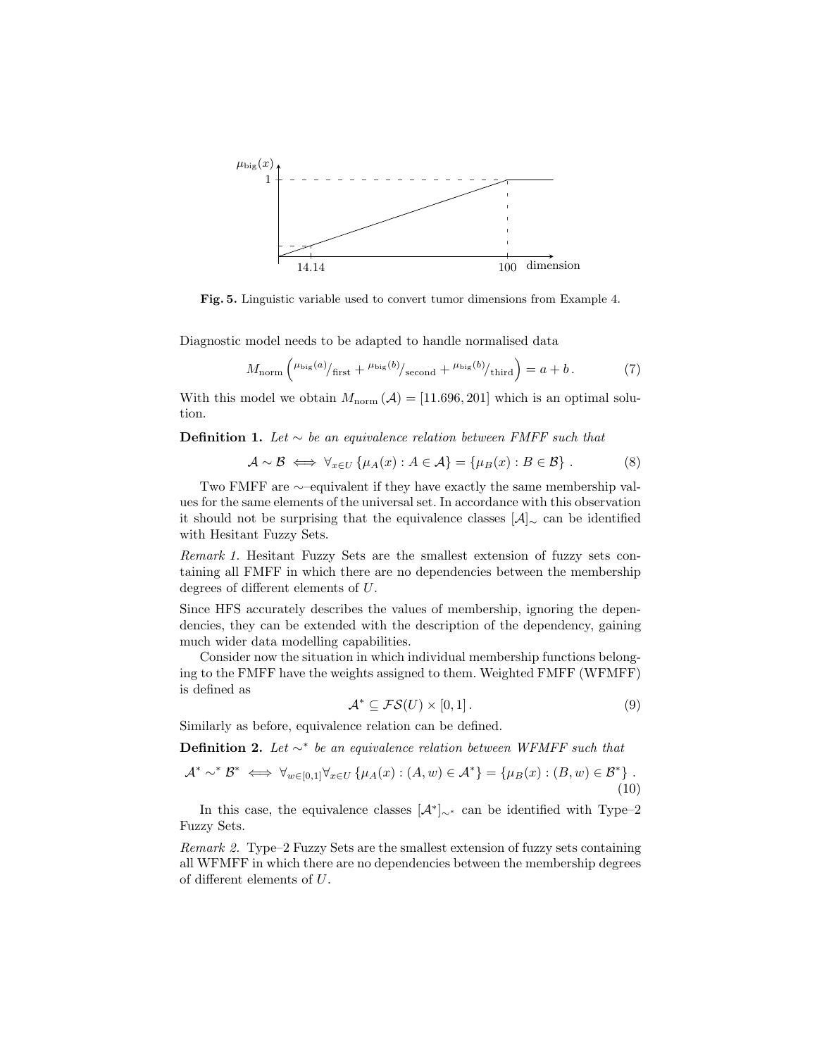**Fig. 5.** Linguistic variable used to convert tumor dimensions from Example 4.

Diagnostic model needs to be adapted to handle normalised data

$$M_{\mathrm{norm}}\left({}^{\mu_{\mathrm{big}}(a)}/_{\mathrm{first}} + {}^{\mu_{\mathrm{big}}(b)}/_{\mathrm{second}} + {}^{\mu_{\mathrm{big}}(b)}/_{\mathrm{third}}\right) = a + b\,. \tag{7}$$

With this model we obtain $M_{\mathrm{norm}}(\mathcal{A}) = [11.696, 201]$ which is an optimal solution.

**Definition 1.** *Let $\sim$ be an equivalence relation between FMFF such that*

$$\mathcal{A} \sim \mathcal{B} \iff \forall_{x \in U} \left\{\mu_A(x) : A \in \mathcal{A}\right\} = \left\{\mu_B(x) : B \in \mathcal{B}\right\}. \tag{8}$$

Two FMFF are $\sim$–equivalent if they have exactly the same membership values for the same elements of the universal set. In accordance with this observation it should not be surprising that the equivalence classes $[\mathcal{A}]_\sim$ can be identified with Hesitant Fuzzy Sets.

*Remark 1.* Hesitant Fuzzy Sets are the smallest extension of fuzzy sets containing all FMFF in which there are no dependencies between the membership degrees of different elements of $U$.

Since HFS accurately describes the values of membership, ignoring the dependencies, they can be extended with the description of the dependency, gaining much wider data modelling capabilities.

Consider now the situation in which individual membership functions belonging to the FMFF have the weights assigned to them. Weighted FMFF (WFMFF) is defined as

$$\mathcal{A}^* \subseteq \mathcal{FS}(U) \times [0, 1]\,. \tag{9}$$

Similarly as before, equivalence relation can be defined.

**Definition 2.** *Let $\sim^*$ be an equivalence relation between WFMFF such that*

$$\mathcal{A}^* \sim^* \mathcal{B}^* \iff \forall_{w \in [0,1]} \forall_{x \in U} \left\{\mu_A(x) : (A, w) \in \mathcal{A}^*\right\} = \left\{\mu_B(x) : (B, w) \in \mathcal{B}^*\right\}. \tag{10}$$

In this case, the equivalence classes $[\mathcal{A}^*]_{\sim^*}$ can be identified with Type–2 Fuzzy Sets.

*Remark 2.* Type–2 Fuzzy Sets are the smallest extension of fuzzy sets containing all WFMFF in which there are no dependencies between the membership degrees of different elements of $U$.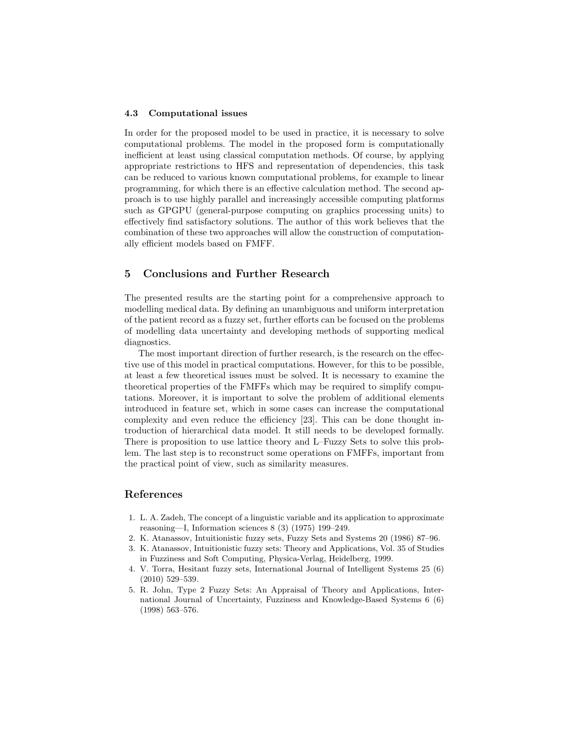### 4.3 Computational issues

In order for the proposed model to be used in practice, it is necessary to solve computational problems. The model in the proposed form is computationally inefficient at least using classical computation methods. Of course, by applying appropriate restrictions to HFS and representation of dependencies, this task can be reduced to various known computational problems, for example to linear programming, for which there is an effective calculation method. The second approach is to use highly parallel and increasingly accessible computing platforms such as GPGPU (general-purpose computing on graphics processing units) to effectively find satisfactory solutions. The author of this work believes that the combination of these two approaches will allow the construction of computationally efficient models based on FMFF.

## 5 Conclusions and Further Research

The presented results are the starting point for a comprehensive approach to modelling medical data. By defining an unambiguous and uniform interpretation of the patient record as a fuzzy set, further efforts can be focused on the problems of modelling data uncertainty and developing methods of supporting medical diagnostics.

The most important direction of further research, is the research on the effective use of this model in practical computations. However, for this to be possible, at least a few theoretical issues must be solved. It is necessary to examine the theoretical properties of the FMFFs which may be required to simplify computations. Moreover, it is important to solve the problem of additional elements introduced in feature set, which in some cases can increase the computational complexity and even reduce the efficiency [23]. This can be done thought introduction of hierarchical data model. It still needs to be developed formally. There is proposition to use lattice theory and L–Fuzzy Sets to solve this problem. The last step is to reconstruct some operations on FMFFs, important from the practical point of view, such as similarity measures.

## References

1. L. A. Zadeh, The concept of a linguistic variable and its application to approximate reasoning—I, Information sciences 8 (3) (1975) 199–249.
2. K. Atanassov, Intuitionistic fuzzy sets, Fuzzy Sets and Systems 20 (1986) 87–96.
3. K. Atanassov, Intuitionistic fuzzy sets: Theory and Applications, Vol. 35 of Studies in Fuzziness and Soft Computing, Physica-Verlag, Heidelberg, 1999.
4. V. Torra, Hesitant fuzzy sets, International Journal of Intelligent Systems 25 (6) (2010) 529–539.
5. R. John, Type 2 Fuzzy Sets: An Appraisal of Theory and Applications, International Journal of Uncertainty, Fuzziness and Knowledge-Based Systems 6 (6) (1998) 563–576.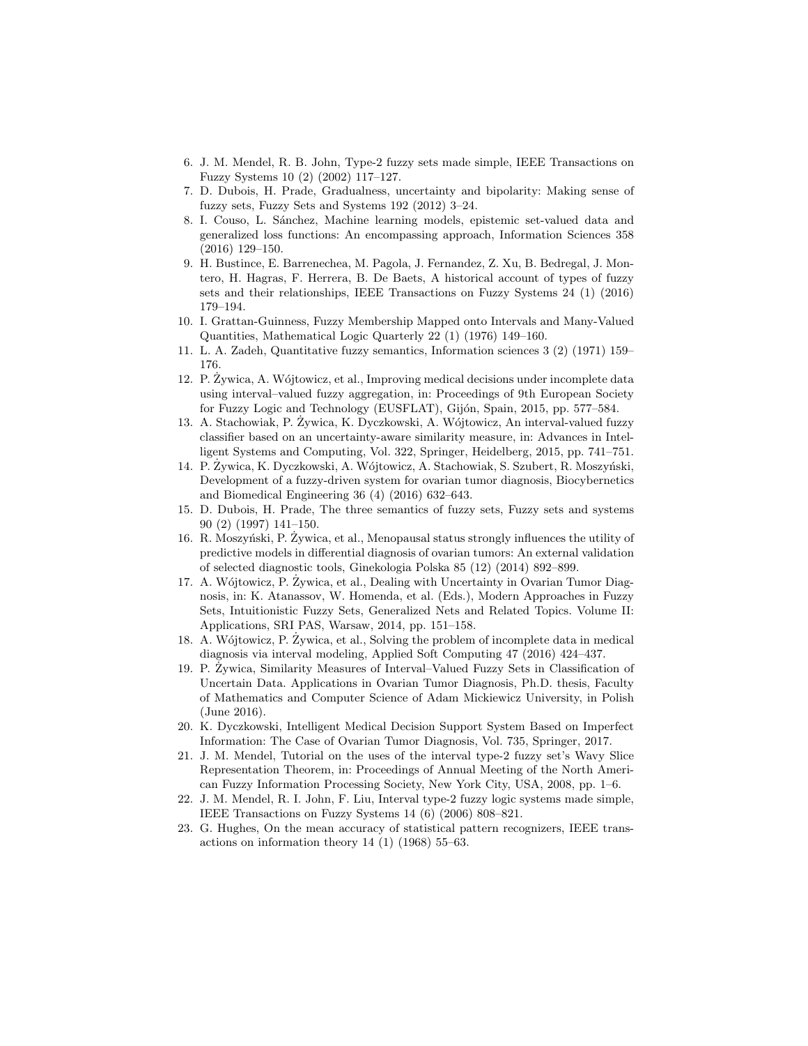6. J. M. Mendel, R. B. John, Type-2 fuzzy sets made simple, IEEE Transactions on Fuzzy Systems 10 (2) (2002) 117–127.
7. D. Dubois, H. Prade, Gradualness, uncertainty and bipolarity: Making sense of fuzzy sets, Fuzzy Sets and Systems 192 (2012) 3–24.
8. I. Couso, L. Sánchez, Machine learning models, epistemic set-valued data and generalized loss functions: An encompassing approach, Information Sciences 358 (2016) 129–150.
9. H. Bustince, E. Barrenechea, M. Pagola, J. Fernandez, Z. Xu, B. Bedregal, J. Montero, H. Hagras, F. Herrera, B. De Baets, A historical account of types of fuzzy sets and their relationships, IEEE Transactions on Fuzzy Systems 24 (1) (2016) 179–194.
10. I. Grattan-Guinness, Fuzzy Membership Mapped onto Intervals and Many-Valued Quantities, Mathematical Logic Quarterly 22 (1) (1976) 149–160.
11. L. A. Zadeh, Quantitative fuzzy semantics, Information sciences 3 (2) (1971) 159–176.
12. P. Żywica, A. Wójtowicz, et al., Improving medical decisions under incomplete data using interval–valued fuzzy aggregation, in: Proceedings of 9th European Society for Fuzzy Logic and Technology (EUSFLAT), Gijón, Spain, 2015, pp. 577–584.
13. A. Stachowiak, P. Żywica, K. Dyczkowski, A. Wójtowicz, An interval-valued fuzzy classifier based on an uncertainty-aware similarity measure, in: Advances in Intelligent Systems and Computing, Vol. 322, Springer, Heidelberg, 2015, pp. 741–751.
14. P. Żywica, K. Dyczkowski, A. Wójtowicz, A. Stachowiak, S. Szubert, R. Moszyński, Development of a fuzzy-driven system for ovarian tumor diagnosis, Biocybernetics and Biomedical Engineering 36 (4) (2016) 632–643.
15. D. Dubois, H. Prade, The three semantics of fuzzy sets, Fuzzy sets and systems 90 (2) (1997) 141–150.
16. R. Moszyński, P. Żywica, et al., Menopausal status strongly influences the utility of predictive models in differential diagnosis of ovarian tumors: An external validation of selected diagnostic tools, Ginekologia Polska 85 (12) (2014) 892–899.
17. A. Wójtowicz, P. Żywica, et al., Dealing with Uncertainty in Ovarian Tumor Diagnosis, in: K. Atanassov, W. Homenda, et al. (Eds.), Modern Approaches in Fuzzy Sets, Intuitionistic Fuzzy Sets, Generalized Nets and Related Topics. Volume II: Applications, SRI PAS, Warsaw, 2014, pp. 151–158.
18. A. Wójtowicz, P. Żywica, et al., Solving the problem of incomplete data in medical diagnosis via interval modeling, Applied Soft Computing 47 (2016) 424–437.
19. P. Żywica, Similarity Measures of Interval–Valued Fuzzy Sets in Classification of Uncertain Data. Applications in Ovarian Tumor Diagnosis, Ph.D. thesis, Faculty of Mathematics and Computer Science of Adam Mickiewicz University, in Polish (June 2016).
20. K. Dyczkowski, Intelligent Medical Decision Support System Based on Imperfect Information: The Case of Ovarian Tumor Diagnosis, Vol. 735, Springer, 2017.
21. J. M. Mendel, Tutorial on the uses of the interval type-2 fuzzy set's Wavy Slice Representation Theorem, in: Proceedings of Annual Meeting of the North American Fuzzy Information Processing Society, New York City, USA, 2008, pp. 1–6.
22. J. M. Mendel, R. I. John, F. Liu, Interval type-2 fuzzy logic systems made simple, IEEE Transactions on Fuzzy Systems 14 (6) (2006) 808–821.
23. G. Hughes, On the mean accuracy of statistical pattern recognizers, IEEE transactions on information theory 14 (1) (1968) 55–63.